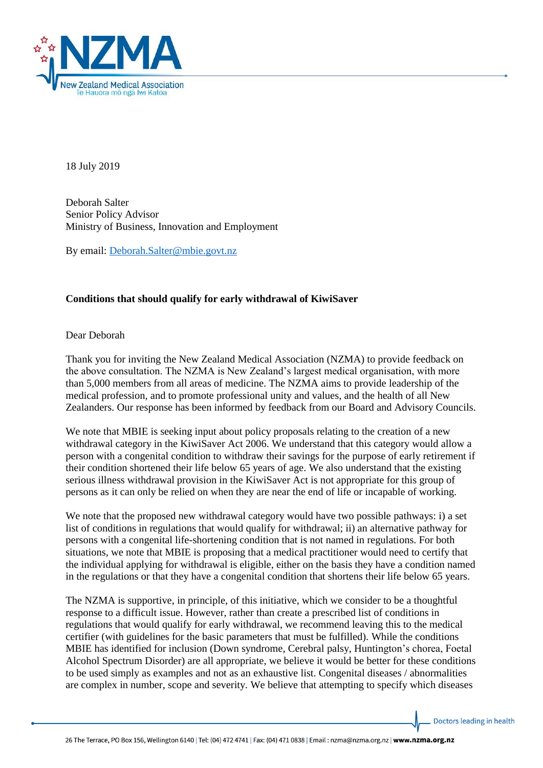18 July 2019

Deborah Salter
Senior Policy Advisor
Ministry of Business, Innovation and Employment

By email: [Deborah.Salter@mbie.govt.nz](mailto:Deborah.Salter@mbie.govt.nz)

**Conditions that should qualify for early withdrawal of KiwiSaver**

Dear Deborah

Thank you for inviting the New Zealand Medical Association (NZMA) to provide feedback on the above consultation. The NZMA is New Zealand's largest medical organisation, with more than 5,000 members from all areas of medicine. The NZMA aims to provide leadership of the medical profession, and to promote professional unity and values, and the health of all New Zealanders. Our response has been informed by feedback from our Board and Advisory Councils.

We note that MBIE is seeking input about policy proposals relating to the creation of a new withdrawal category in the KiwiSaver Act 2006. We understand that this category would allow a person with a congenital condition to withdraw their savings for the purpose of early retirement if their condition shortened their life below 65 years of age. We also understand that the existing serious illness withdrawal provision in the KiwiSaver Act is not appropriate for this group of persons as it can only be relied on when they are near the end of life or incapable of working.

We note that the proposed new withdrawal category would have two possible pathways: i) a set list of conditions in regulations that would qualify for withdrawal; ii) an alternative pathway for persons with a congenital life-shortening condition that is not named in regulations. For both situations, we note that MBIE is proposing that a medical practitioner would need to certify that the individual applying for withdrawal is eligible, either on the basis they have a condition named in the regulations or that they have a congenital condition that shortens their life below 65 years.

The NZMA is supportive, in principle, of this initiative, which we consider to be a thoughtful response to a difficult issue. However, rather than create a prescribed list of conditions in regulations that would qualify for early withdrawal, we recommend leaving this to the medical certifier (with guidelines for the basic parameters that must be fulfilled). While the conditions MBIE has identified for inclusion (Down syndrome, Cerebral palsy, Huntington's chorea, Foetal Alcohol Spectrum Disorder) are all appropriate, we believe it would be better for these conditions to be used simply as examples and not as an exhaustive list. Congenital diseases / abnormalities are complex in number, scope and severity. We believe that attempting to specify which diseases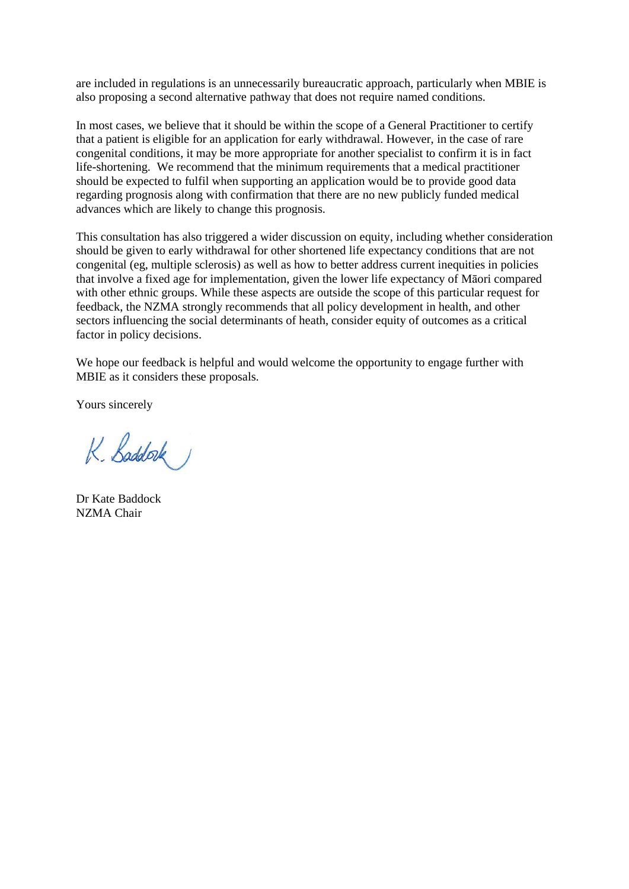are included in regulations is an unnecessarily bureaucratic approach, particularly when MBIE is also proposing a second alternative pathway that does not require named conditions.

In most cases, we believe that it should be within the scope of a General Practitioner to certify that a patient is eligible for an application for early withdrawal. However, in the case of rare congenital conditions, it may be more appropriate for another specialist to confirm it is in fact life-shortening. We recommend that the minimum requirements that a medical practitioner should be expected to fulfil when supporting an application would be to provide good data regarding prognosis along with confirmation that there are no new publicly funded medical advances which are likely to change this prognosis.

This consultation has also triggered a wider discussion on equity, including whether consideration should be given to early withdrawal for other shortened life expectancy conditions that are not congenital (eg, multiple sclerosis) as well as how to better address current inequities in policies that involve a fixed age for implementation, given the lower life expectancy of Māori compared with other ethnic groups. While these aspects are outside the scope of this particular request for feedback, the NZMA strongly recommends that all policy development in health, and other sectors influencing the social determinants of heath, consider equity of outcomes as a critical factor in policy decisions.

We hope our feedback is helpful and would welcome the opportunity to engage further with MBIE as it considers these proposals.

Yours sincerely

K. Baddock

Dr Kate Baddock
NZMA Chair